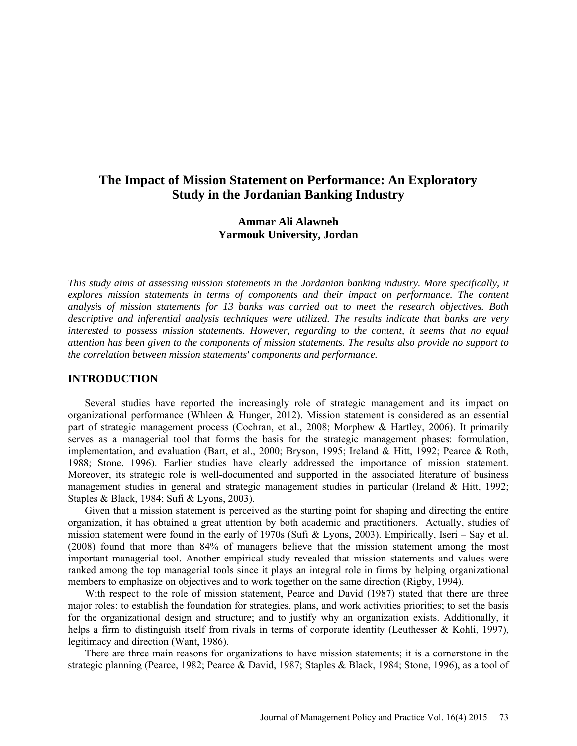# The Impact of Mission Statement on Performance: An Exploratory Study in the Jordanian Banking Industry

**Ammar Ali Alawneh**
**Yarmouk University, Jordan**

*This study aims at assessing mission statements in the Jordanian banking industry. More specifically, it explores mission statements in terms of components and their impact on performance. The content analysis of mission statements for 13 banks was carried out to meet the research objectives. Both descriptive and inferential analysis techniques were utilized. The results indicate that banks are very interested to possess mission statements. However, regarding to the content, it seems that no equal attention has been given to the components of mission statements. The results also provide no support to the correlation between mission statements' components and performance.*

## INTRODUCTION

Several studies have reported the increasingly role of strategic management and its impact on organizational performance (Whleen & Hunger, 2012). Mission statement is considered as an essential part of strategic management process (Cochran, et al., 2008; Morphew & Hartley, 2006). It primarily serves as a managerial tool that forms the basis for the strategic management phases: formulation, implementation, and evaluation (Bart, et al., 2000; Bryson, 1995; Ireland & Hitt, 1992; Pearce & Roth, 1988; Stone, 1996). Earlier studies have clearly addressed the importance of mission statement. Moreover, its strategic role is well-documented and supported in the associated literature of business management studies in general and strategic management studies in particular (Ireland & Hitt, 1992; Staples & Black, 1984; Sufi & Lyons, 2003).

Given that a mission statement is perceived as the starting point for shaping and directing the entire organization, it has obtained a great attention by both academic and practitioners. Actually, studies of mission statement were found in the early of 1970s (Sufi & Lyons, 2003). Empirically, Iseri – Say et al. (2008) found that more than 84% of managers believe that the mission statement among the most important managerial tool. Another empirical study revealed that mission statements and values were ranked among the top managerial tools since it plays an integral role in firms by helping organizational members to emphasize on objectives and to work together on the same direction (Rigby, 1994).

With respect to the role of mission statement, Pearce and David (1987) stated that there are three major roles: to establish the foundation for strategies, plans, and work activities priorities; to set the basis for the organizational design and structure; and to justify why an organization exists. Additionally, it helps a firm to distinguish itself from rivals in terms of corporate identity (Leuthesser & Kohli, 1997), legitimacy and direction (Want, 1986).

There are three main reasons for organizations to have mission statements; it is a cornerstone in the strategic planning (Pearce, 1982; Pearce & David, 1987; Staples & Black, 1984; Stone, 1996), as a tool of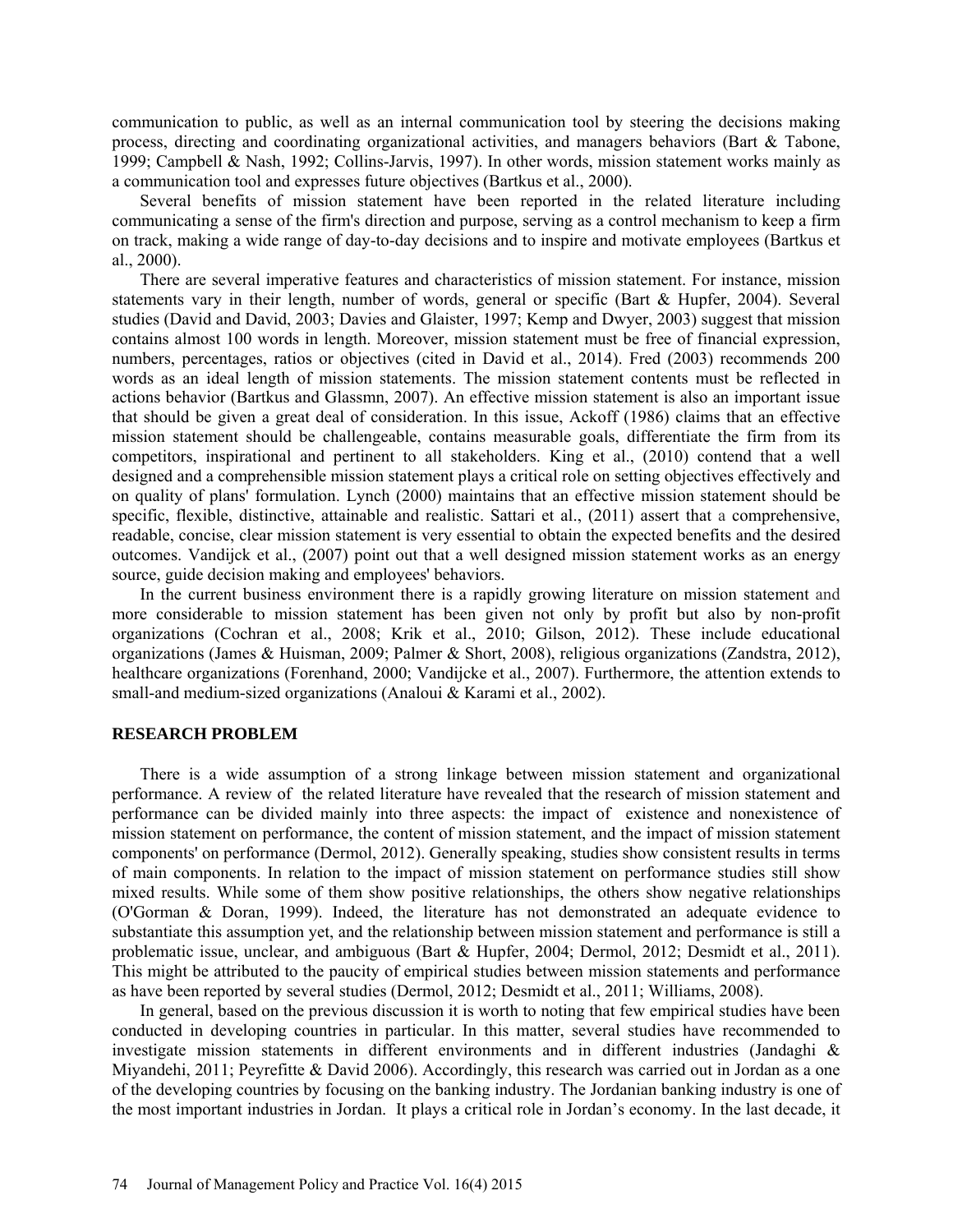communication to public, as well as an internal communication tool by steering the decisions making process, directing and coordinating organizational activities, and managers behaviors (Bart & Tabone, 1999; Campbell & Nash, 1992; Collins-Jarvis, 1997). In other words, mission statement works mainly as a communication tool and expresses future objectives (Bartkus et al., 2000).

Several benefits of mission statement have been reported in the related literature including communicating a sense of the firm's direction and purpose, serving as a control mechanism to keep a firm on track, making a wide range of day-to-day decisions and to inspire and motivate employees (Bartkus et al., 2000).

There are several imperative features and characteristics of mission statement. For instance, mission statements vary in their length, number of words, general or specific (Bart & Hupfer, 2004). Several studies (David and David, 2003; Davies and Glaister, 1997; Kemp and Dwyer, 2003) suggest that mission contains almost 100 words in length. Moreover, mission statement must be free of financial expression, numbers, percentages, ratios or objectives (cited in David et al., 2014). Fred (2003) recommends 200 words as an ideal length of mission statements. The mission statement contents must be reflected in actions behavior (Bartkus and Glassmn, 2007). An effective mission statement is also an important issue that should be given a great deal of consideration. In this issue, Ackoff (1986) claims that an effective mission statement should be challengeable, contains measurable goals, differentiate the firm from its competitors, inspirational and pertinent to all stakeholders. King et al., (2010) contend that a well designed and a comprehensible mission statement plays a critical role on setting objectives effectively and on quality of plans' formulation. Lynch (2000) maintains that an effective mission statement should be specific, flexible, distinctive, attainable and realistic. Sattari et al., (2011) assert that a comprehensive, readable, concise, clear mission statement is very essential to obtain the expected benefits and the desired outcomes. Vandijck et al., (2007) point out that a well designed mission statement works as an energy source, guide decision making and employees' behaviors.

In the current business environment there is a rapidly growing literature on mission statement and more considerable to mission statement has been given not only by profit but also by non-profit organizations (Cochran et al., 2008; Krik et al., 2010; Gilson, 2012). These include educational organizations (James & Huisman, 2009; Palmer & Short, 2008), religious organizations (Zandstra, 2012), healthcare organizations (Forenhand, 2000; Vandijcke et al., 2007). Furthermore, the attention extends to small-and medium-sized organizations (Analoui & Karami et al., 2002).

## RESEARCH PROBLEM

There is a wide assumption of a strong linkage between mission statement and organizational performance. A review of the related literature have revealed that the research of mission statement and performance can be divided mainly into three aspects: the impact of existence and nonexistence of mission statement on performance, the content of mission statement, and the impact of mission statement components' on performance (Dermol, 2012). Generally speaking, studies show consistent results in terms of main components. In relation to the impact of mission statement on performance studies still show mixed results. While some of them show positive relationships, the others show negative relationships (O'Gorman & Doran, 1999). Indeed, the literature has not demonstrated an adequate evidence to substantiate this assumption yet, and the relationship between mission statement and performance is still a problematic issue, unclear, and ambiguous (Bart & Hupfer, 2004; Dermol, 2012; Desmidt et al., 2011). This might be attributed to the paucity of empirical studies between mission statements and performance as have been reported by several studies (Dermol, 2012; Desmidt et al., 2011; Williams, 2008).

In general, based on the previous discussion it is worth to noting that few empirical studies have been conducted in developing countries in particular. In this matter, several studies have recommended to investigate mission statements in different environments and in different industries (Jandaghi & Miyandehi, 2011; Peyrefitte & David 2006). Accordingly, this research was carried out in Jordan as a one of the developing countries by focusing on the banking industry. The Jordanian banking industry is one of the most important industries in Jordan. It plays a critical role in Jordan's economy. In the last decade, it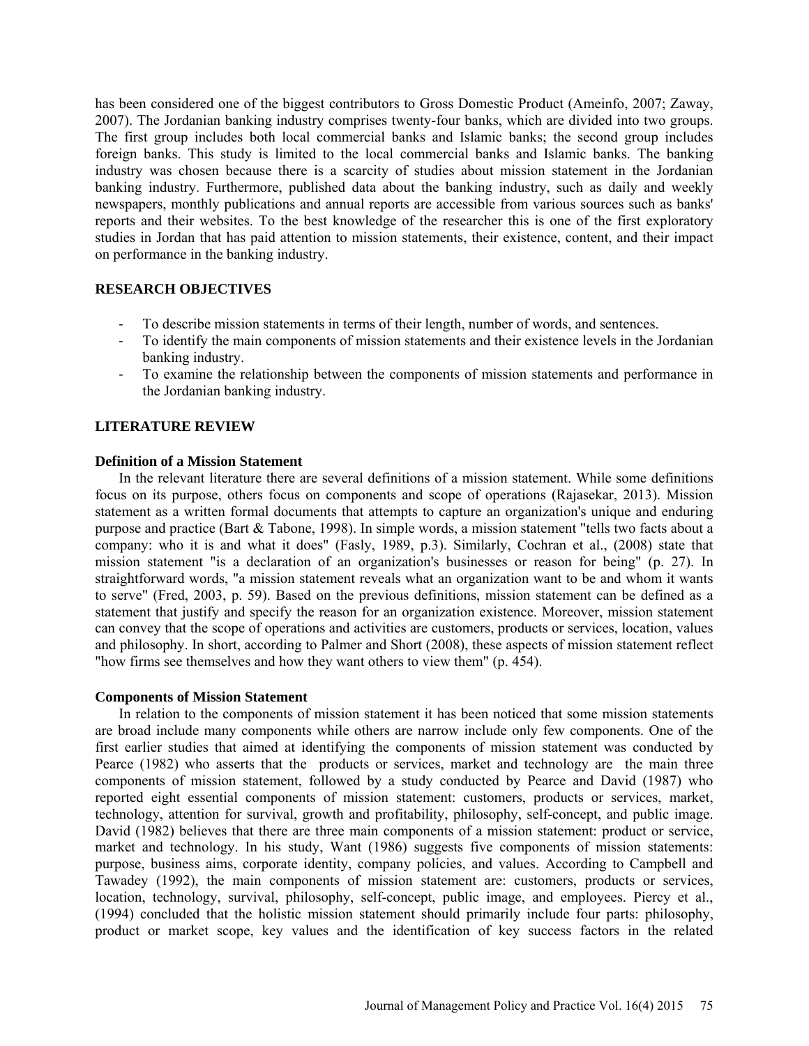has been considered one of the biggest contributors to Gross Domestic Product (Ameinfo, 2007; Zaway, 2007). The Jordanian banking industry comprises twenty-four banks, which are divided into two groups. The first group includes both local commercial banks and Islamic banks; the second group includes foreign banks. This study is limited to the local commercial banks and Islamic banks. The banking industry was chosen because there is a scarcity of studies about mission statement in the Jordanian banking industry. Furthermore, published data about the banking industry, such as daily and weekly newspapers, monthly publications and annual reports are accessible from various sources such as banks' reports and their websites. To the best knowledge of the researcher this is one of the first exploratory studies in Jordan that has paid attention to mission statements, their existence, content, and their impact on performance in the banking industry.

## RESEARCH OBJECTIVES

- To describe mission statements in terms of their length, number of words, and sentences.
- To identify the main components of mission statements and their existence levels in the Jordanian banking industry.
- To examine the relationship between the components of mission statements and performance in the Jordanian banking industry.

## LITERATURE REVIEW

### Definition of a Mission Statement

In the relevant literature there are several definitions of a mission statement. While some definitions focus on its purpose, others focus on components and scope of operations (Rajasekar, 2013). Mission statement as a written formal documents that attempts to capture an organization's unique and enduring purpose and practice (Bart & Tabone, 1998). In simple words, a mission statement "tells two facts about a company: who it is and what it does" (Fasly, 1989, p.3). Similarly, Cochran et al., (2008) state that mission statement "is a declaration of an organization's businesses or reason for being" (p. 27). In straightforward words, "a mission statement reveals what an organization want to be and whom it wants to serve" (Fred, 2003, p. 59). Based on the previous definitions, mission statement can be defined as a statement that justify and specify the reason for an organization existence. Moreover, mission statement can convey that the scope of operations and activities are customers, products or services, location, values and philosophy. In short, according to Palmer and Short (2008), these aspects of mission statement reflect "how firms see themselves and how they want others to view them" (p. 454).

### Components of Mission Statement

In relation to the components of mission statement it has been noticed that some mission statements are broad include many components while others are narrow include only few components. One of the first earlier studies that aimed at identifying the components of mission statement was conducted by Pearce (1982) who asserts that the products or services, market and technology are the main three components of mission statement, followed by a study conducted by Pearce and David (1987) who reported eight essential components of mission statement: customers, products or services, market, technology, attention for survival, growth and profitability, philosophy, self-concept, and public image. David (1982) believes that there are three main components of a mission statement: product or service, market and technology. In his study, Want (1986) suggests five components of mission statements: purpose, business aims, corporate identity, company policies, and values. According to Campbell and Tawadey (1992), the main components of mission statement are: customers, products or services, location, technology, survival, philosophy, self-concept, public image, and employees. Piercy et al., (1994) concluded that the holistic mission statement should primarily include four parts: philosophy, product or market scope, key values and the identification of key success factors in the related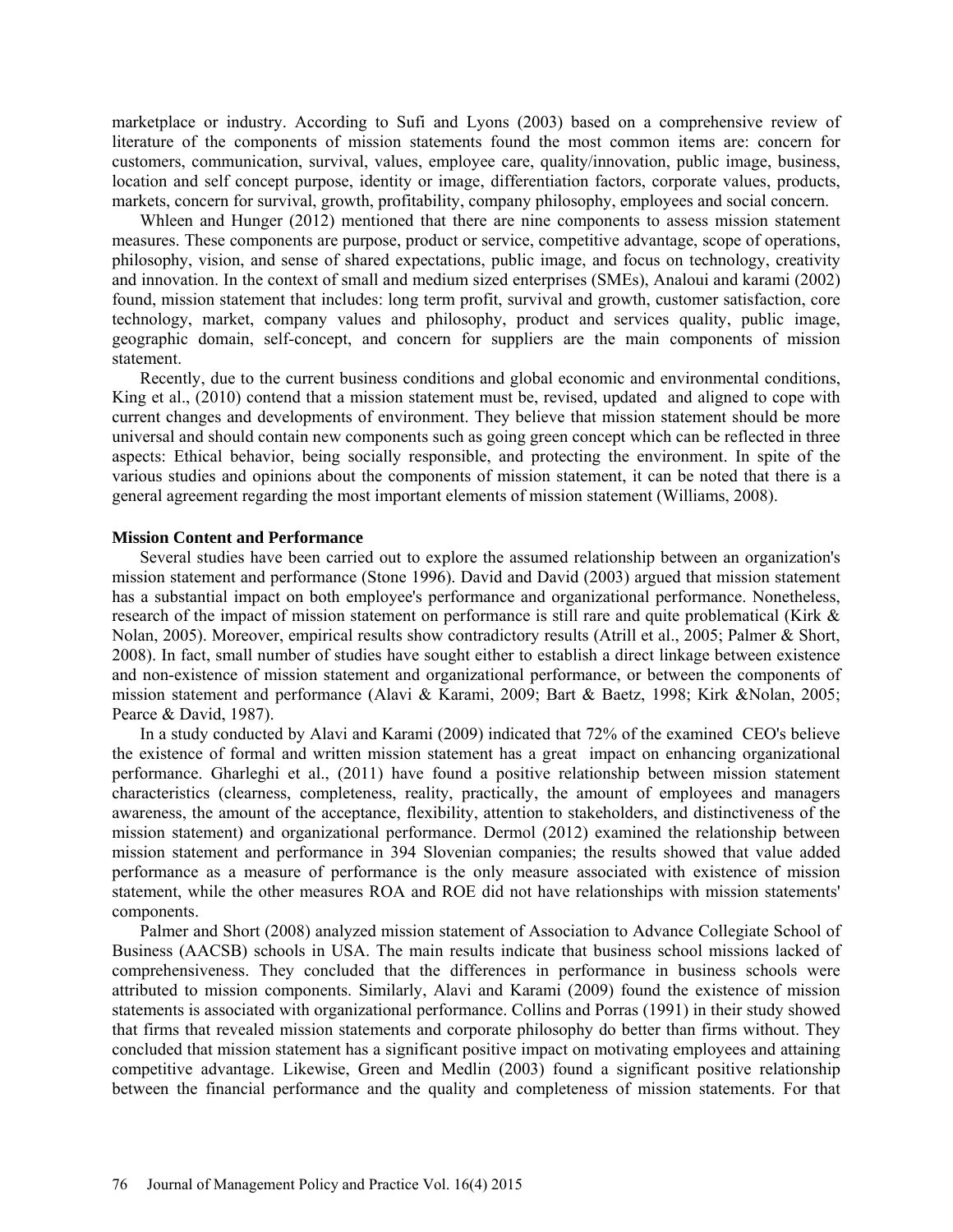marketplace or industry. According to Sufi and Lyons (2003) based on a comprehensive review of literature of the components of mission statements found the most common items are: concern for customers, communication, survival, values, employee care, quality/innovation, public image, business, location and self concept purpose, identity or image, differentiation factors, corporate values, products, markets, concern for survival, growth, profitability, company philosophy, employees and social concern.

Whleen and Hunger (2012) mentioned that there are nine components to assess mission statement measures. These components are purpose, product or service, competitive advantage, scope of operations, philosophy, vision, and sense of shared expectations, public image, and focus on technology, creativity and innovation. In the context of small and medium sized enterprises (SMEs), Analoui and karami (2002) found, mission statement that includes: long term profit, survival and growth, customer satisfaction, core technology, market, company values and philosophy, product and services quality, public image, geographic domain, self-concept, and concern for suppliers are the main components of mission statement.

Recently, due to the current business conditions and global economic and environmental conditions, King et al., (2010) contend that a mission statement must be, revised, updated and aligned to cope with current changes and developments of environment. They believe that mission statement should be more universal and should contain new components such as going green concept which can be reflected in three aspects: Ethical behavior, being socially responsible, and protecting the environment. In spite of the various studies and opinions about the components of mission statement, it can be noted that there is a general agreement regarding the most important elements of mission statement (Williams, 2008).

**Mission Content and Performance**

Several studies have been carried out to explore the assumed relationship between an organization's mission statement and performance (Stone 1996). David and David (2003) argued that mission statement has a substantial impact on both employee's performance and organizational performance. Nonetheless, research of the impact of mission statement on performance is still rare and quite problematical (Kirk & Nolan, 2005). Moreover, empirical results show contradictory results (Atrill et al., 2005; Palmer & Short, 2008). In fact, small number of studies have sought either to establish a direct linkage between existence and non-existence of mission statement and organizational performance, or between the components of mission statement and performance (Alavi & Karami, 2009; Bart & Baetz, 1998; Kirk &Nolan, 2005; Pearce & David, 1987).

In a study conducted by Alavi and Karami (2009) indicated that 72% of the examined CEO's believe the existence of formal and written mission statement has a great impact on enhancing organizational performance. Gharleghi et al., (2011) have found a positive relationship between mission statement characteristics (clearness, completeness, reality, practically, the amount of employees and managers awareness, the amount of the acceptance, flexibility, attention to stakeholders, and distinctiveness of the mission statement) and organizational performance. Dermol (2012) examined the relationship between mission statement and performance in 394 Slovenian companies; the results showed that value added performance as a measure of performance is the only measure associated with existence of mission statement, while the other measures ROA and ROE did not have relationships with mission statements' components.

Palmer and Short (2008) analyzed mission statement of Association to Advance Collegiate School of Business (AACSB) schools in USA. The main results indicate that business school missions lacked of comprehensiveness. They concluded that the differences in performance in business schools were attributed to mission components. Similarly, Alavi and Karami (2009) found the existence of mission statements is associated with organizational performance. Collins and Porras (1991) in their study showed that firms that revealed mission statements and corporate philosophy do better than firms without. They concluded that mission statement has a significant positive impact on motivating employees and attaining competitive advantage. Likewise, Green and Medlin (2003) found a significant positive relationship between the financial performance and the quality and completeness of mission statements. For that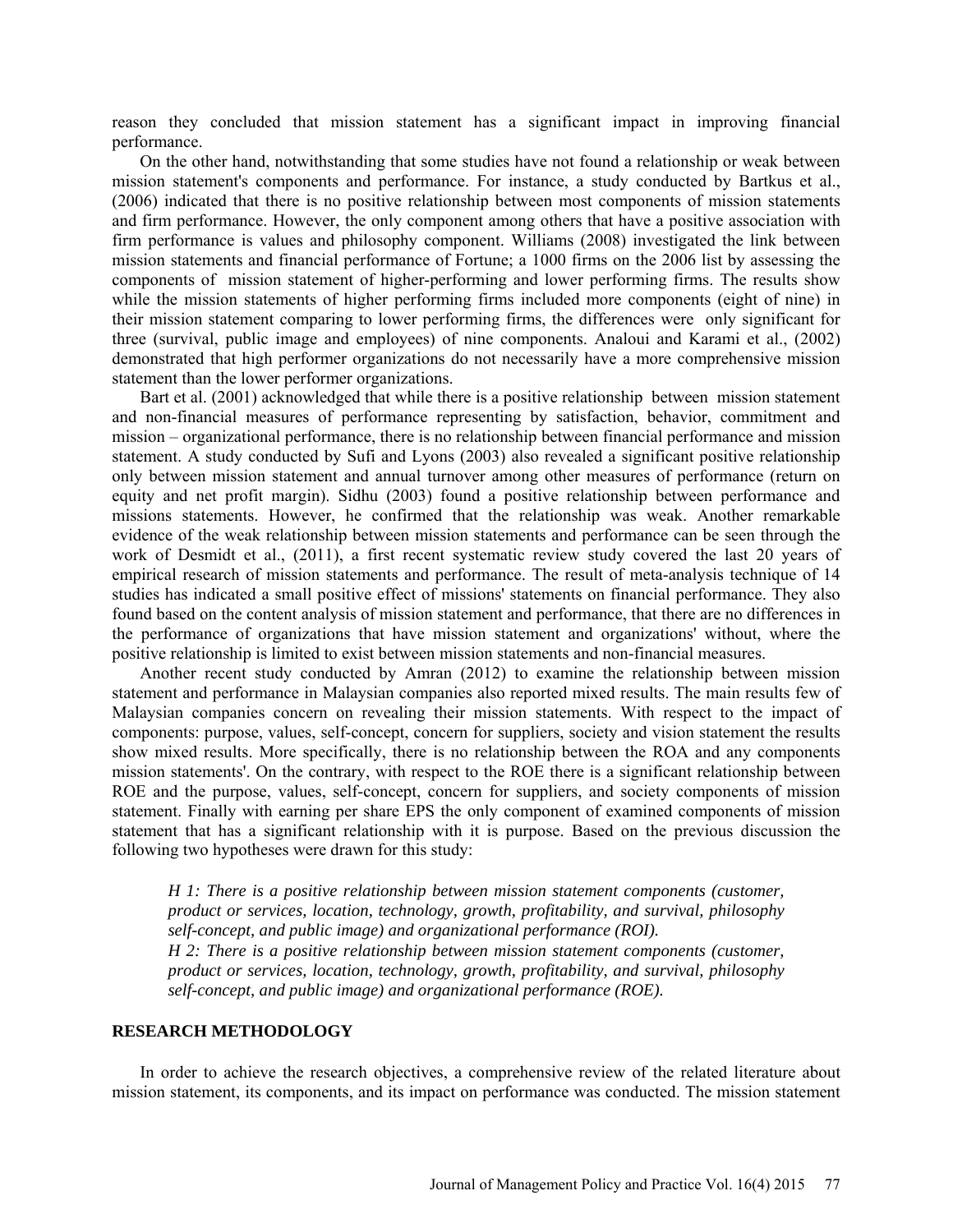reason they concluded that mission statement has a significant impact in improving financial performance.

On the other hand, notwithstanding that some studies have not found a relationship or weak between mission statement's components and performance. For instance, a study conducted by Bartkus et al., (2006) indicated that there is no positive relationship between most components of mission statements and firm performance. However, the only component among others that have a positive association with firm performance is values and philosophy component. Williams (2008) investigated the link between mission statements and financial performance of Fortune; a 1000 firms on the 2006 list by assessing the components of mission statement of higher-performing and lower performing firms. The results show while the mission statements of higher performing firms included more components (eight of nine) in their mission statement comparing to lower performing firms, the differences were only significant for three (survival, public image and employees) of nine components. Analoui and Karami et al., (2002) demonstrated that high performer organizations do not necessarily have a more comprehensive mission statement than the lower performer organizations.

Bart et al. (2001) acknowledged that while there is a positive relationship between mission statement and non-financial measures of performance representing by satisfaction, behavior, commitment and mission – organizational performance, there is no relationship between financial performance and mission statement. A study conducted by Sufi and Lyons (2003) also revealed a significant positive relationship only between mission statement and annual turnover among other measures of performance (return on equity and net profit margin). Sidhu (2003) found a positive relationship between performance and missions statements. However, he confirmed that the relationship was weak. Another remarkable evidence of the weak relationship between mission statements and performance can be seen through the work of Desmidt et al., (2011), a first recent systematic review study covered the last 20 years of empirical research of mission statements and performance. The result of meta-analysis technique of 14 studies has indicated a small positive effect of missions' statements on financial performance. They also found based on the content analysis of mission statement and performance, that there are no differences in the performance of organizations that have mission statement and organizations' without, where the positive relationship is limited to exist between mission statements and non-financial measures.

Another recent study conducted by Amran (2012) to examine the relationship between mission statement and performance in Malaysian companies also reported mixed results. The main results few of Malaysian companies concern on revealing their mission statements. With respect to the impact of components: purpose, values, self-concept, concern for suppliers, society and vision statement the results show mixed results. More specifically, there is no relationship between the ROA and any components mission statements'. On the contrary, with respect to the ROE there is a significant relationship between ROE and the purpose, values, self-concept, concern for suppliers, and society components of mission statement. Finally with earning per share EPS the only component of examined components of mission statement that has a significant relationship with it is purpose. Based on the previous discussion the following two hypotheses were drawn for this study:

> *H 1: There is a positive relationship between mission statement components (customer, product or services, location, technology, growth, profitability, and survival, philosophy self-concept, and public image) and organizational performance (ROI).*
>
> *H 2: There is a positive relationship between mission statement components (customer, product or services, location, technology, growth, profitability, and survival, philosophy self-concept, and public image) and organizational performance (ROE).*

## RESEARCH METHODOLOGY

In order to achieve the research objectives, a comprehensive review of the related literature about mission statement, its components, and its impact on performance was conducted. The mission statement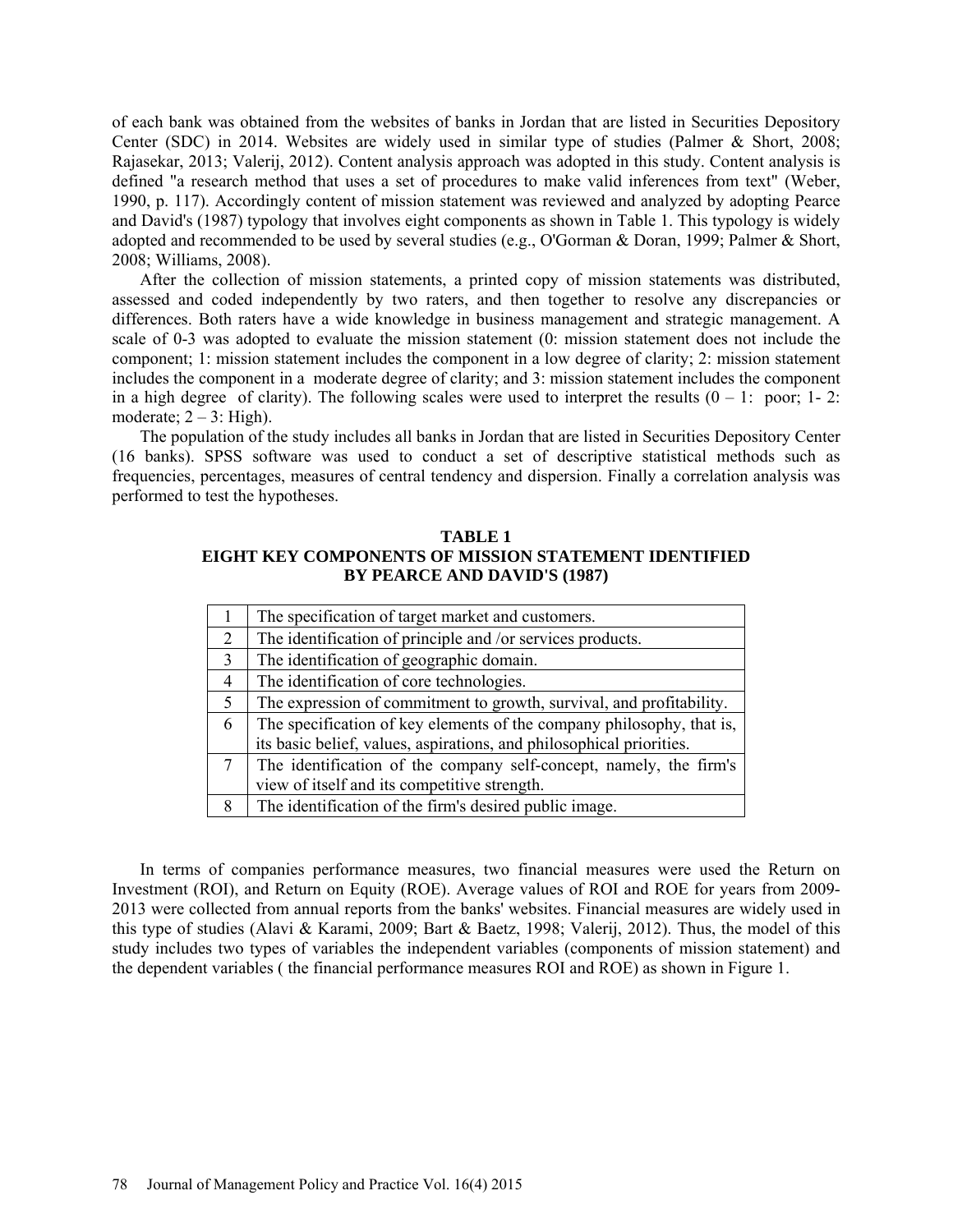of each bank was obtained from the websites of banks in Jordan that are listed in Securities Depository Center (SDC) in 2014. Websites are widely used in similar type of studies (Palmer & Short, 2008; Rajasekar, 2013; Valerij, 2012). Content analysis approach was adopted in this study. Content analysis is defined "a research method that uses a set of procedures to make valid inferences from text" (Weber, 1990, p. 117). Accordingly content of mission statement was reviewed and analyzed by adopting Pearce and David's (1987) typology that involves eight components as shown in Table 1. This typology is widely adopted and recommended to be used by several studies (e.g., O'Gorman & Doran, 1999; Palmer & Short, 2008; Williams, 2008).

After the collection of mission statements, a printed copy of mission statements was distributed, assessed and coded independently by two raters, and then together to resolve any discrepancies or differences. Both raters have a wide knowledge in business management and strategic management. A scale of 0-3 was adopted to evaluate the mission statement (0: mission statement does not include the component; 1: mission statement includes the component in a low degree of clarity; 2: mission statement includes the component in a moderate degree of clarity; and 3: mission statement includes the component in a high degree of clarity). The following scales were used to interpret the results (0 – 1: poor; 1- 2: moderate; 2 – 3: High).

The population of the study includes all banks in Jordan that are listed in Securities Depository Center (16 banks). SPSS software was used to conduct a set of descriptive statistical methods such as frequencies, percentages, measures of central tendency and dispersion. Finally a correlation analysis was performed to test the hypotheses.

**TABLE 1**
**EIGHT KEY COMPONENTS OF MISSION STATEMENT IDENTIFIED BY PEARCE AND DAVID'S (1987)**

| | |
|---|---|
| 1 | The specification of target market and customers. |
| 2 | The identification of principle and /or services products. |
| 3 | The identification of geographic domain. |
| 4 | The identification of core technologies. |
| 5 | The expression of commitment to growth, survival, and profitability. |
| 6 | The specification of key elements of the company philosophy, that is, its basic belief, values, aspirations, and philosophical priorities. |
| 7 | The identification of the company self-concept, namely, the firm's view of itself and its competitive strength. |
| 8 | The identification of the firm's desired public image. |

In terms of companies performance measures, two financial measures were used the Return on Investment (ROI), and Return on Equity (ROE). Average values of ROI and ROE for years from 2009-2013 were collected from annual reports from the banks' websites. Financial measures are widely used in this type of studies (Alavi & Karami, 2009; Bart & Baetz, 1998; Valerij, 2012). Thus, the model of this study includes two types of variables the independent variables (components of mission statement) and the dependent variables ( the financial performance measures ROI and ROE) as shown in Figure 1.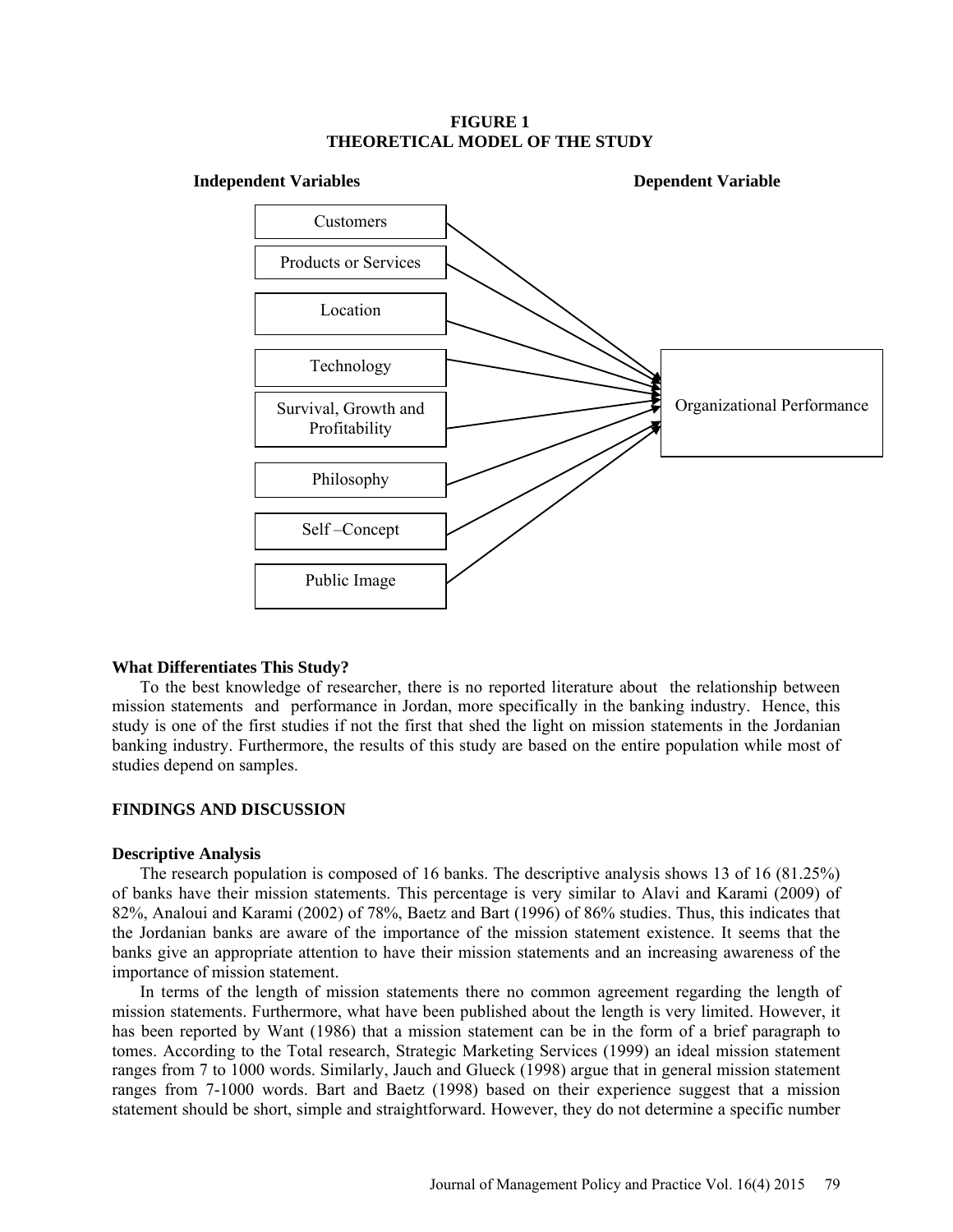**FIGURE 1**
**THEORETICAL MODEL OF THE STUDY**

**Independent Variables** — Customers; Products or Services; Location; Technology; Survival, Growth and Profitability; Philosophy; Self –Concept; Public Image

**Dependent Variable** — Organizational Performance

### What Differentiates This Study?

To the best knowledge of researcher, there is no reported literature about the relationship between mission statements and performance in Jordan, more specifically in the banking industry. Hence, this study is one of the first studies if not the first that shed the light on mission statements in the Jordanian banking industry. Furthermore, the results of this study are based on the entire population while most of studies depend on samples.

## FINDINGS AND DISCUSSION

### Descriptive Analysis

The research population is composed of 16 banks. The descriptive analysis shows 13 of 16 (81.25%) of banks have their mission statements. This percentage is very similar to Alavi and Karami (2009) of 82%, Analoui and Karami (2002) of 78%, Baetz and Bart (1996) of 86% studies. Thus, this indicates that the Jordanian banks are aware of the importance of the mission statement existence. It seems that the banks give an appropriate attention to have their mission statements and an increasing awareness of the importance of mission statement.

In terms of the length of mission statements there no common agreement regarding the length of mission statements. Furthermore, what have been published about the length is very limited. However, it has been reported by Want (1986) that a mission statement can be in the form of a brief paragraph to tomes. According to the Total research, Strategic Marketing Services (1999) an ideal mission statement ranges from 7 to 1000 words. Similarly, Jauch and Glueck (1998) argue that in general mission statement ranges from 7-1000 words. Bart and Baetz (1998) based on their experience suggest that a mission statement should be short, simple and straightforward. However, they do not determine a specific number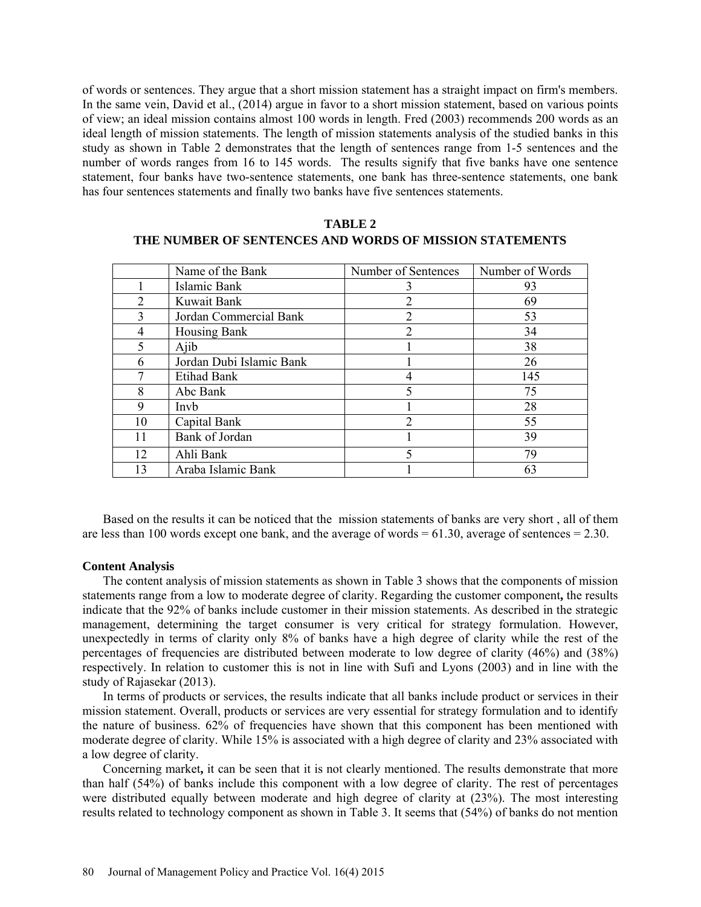of words or sentences. They argue that a short mission statement has a straight impact on firm's members. In the same vein, David et al., (2014) argue in favor to a short mission statement, based on various points of view; an ideal mission contains almost 100 words in length. Fred (2003) recommends 200 words as an ideal length of mission statements. The length of mission statements analysis of the studied banks in this study as shown in Table 2 demonstrates that the length of sentences range from 1-5 sentences and the number of words ranges from 16 to 145 words. The results signify that five banks have one sentence statement, four banks have two-sentence statements, one bank has three-sentence statements, one bank has four sentences statements and finally two banks have five sentences statements.

**TABLE 2**
**THE NUMBER OF SENTENCES AND WORDS OF MISSION STATEMENTS**

| | Name of the Bank | Number of Sentences | Number of Words |
|---|---|---|---|
| 1 | Islamic Bank | 3 | 93 |
| 2 | Kuwait Bank | 2 | 69 |
| 3 | Jordan Commercial Bank | 2 | 53 |
| 4 | Housing Bank | 2 | 34 |
| 5 | Ajib | 1 | 38 |
| 6 | Jordan Dubi Islamic Bank | 1 | 26 |
| 7 | Etihad Bank | 4 | 145 |
| 8 | Abc Bank | 5 | 75 |
| 9 | Invb | 1 | 28 |
| 10 | Capital Bank | 2 | 55 |
| 11 | Bank of Jordan | 1 | 39 |
| 12 | Ahli Bank | 5 | 79 |
| 13 | Araba Islamic Bank | 1 | 63 |

Based on the results it can be noticed that the mission statements of banks are very short , all of them are less than 100 words except one bank, and the average of words = 61.30, average of sentences = 2.30.

### Content Analysis

The content analysis of mission statements as shown in Table 3 shows that the components of mission statements range from a low to moderate degree of clarity. Regarding the customer component**,** the results indicate that the 92% of banks include customer in their mission statements. As described in the strategic management, determining the target consumer is very critical for strategy formulation. However, unexpectedly in terms of clarity only 8% of banks have a high degree of clarity while the rest of the percentages of frequencies are distributed between moderate to low degree of clarity (46%) and (38%) respectively. In relation to customer this is not in line with Sufi and Lyons (2003) and in line with the study of Rajasekar (2013).

In terms of products or services, the results indicate that all banks include product or services in their mission statement. Overall, products or services are very essential for strategy formulation and to identify the nature of business. 62% of frequencies have shown that this component has been mentioned with moderate degree of clarity. While 15% is associated with a high degree of clarity and 23% associated with a low degree of clarity.

Concerning market**,** it can be seen that it is not clearly mentioned. The results demonstrate that more than half (54%) of banks include this component with a low degree of clarity. The rest of percentages were distributed equally between moderate and high degree of clarity at (23%). The most interesting results related to technology component as shown in Table 3. It seems that (54%) of banks do not mention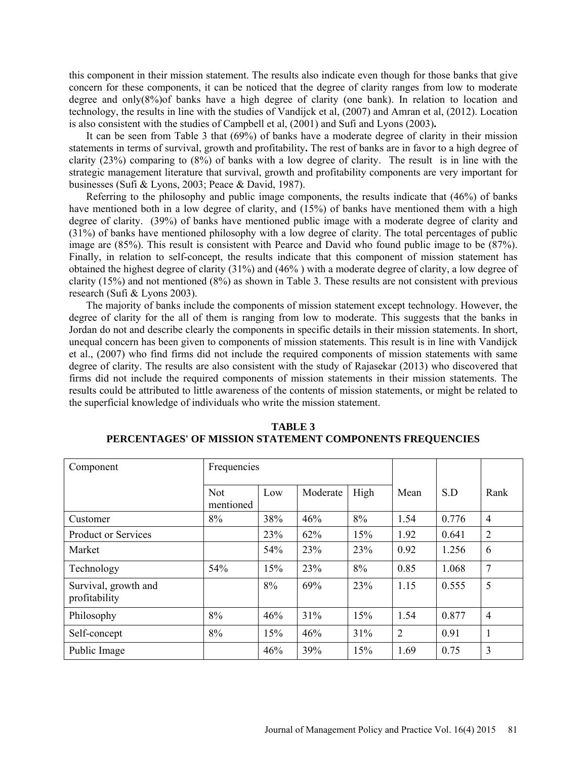this component in their mission statement. The results also indicate even though for those banks that give concern for these components, it can be noticed that the degree of clarity ranges from low to moderate degree and only(8%)of banks have a high degree of clarity (one bank). In relation to location and technology, the results in line with the studies of Vandijck et al, (2007) and Amran et al, (2012). Location is also consistent with the studies of Campbell et al, (2001) and Sufi and Lyons (2003)**.**

It can be seen from Table 3 that (69%) of banks have a moderate degree of clarity in their mission statements in terms of survival, growth and profitability**.** The rest of banks are in favor to a high degree of clarity (23%) comparing to (8%) of banks with a low degree of clarity. The result is in line with the strategic management literature that survival, growth and profitability components are very important for businesses (Sufi & Lyons, 2003; Peace & David, 1987).

Referring to the philosophy and public image components, the results indicate that (46%) of banks have mentioned both in a low degree of clarity, and (15%) of banks have mentioned them with a high degree of clarity. (39%) of banks have mentioned public image with a moderate degree of clarity and (31%) of banks have mentioned philosophy with a low degree of clarity. The total percentages of public image are (85%). This result is consistent with Pearce and David who found public image to be (87%). Finally, in relation to self-concept, the results indicate that this component of mission statement has obtained the highest degree of clarity (31%) and (46% ) with a moderate degree of clarity, a low degree of clarity (15%) and not mentioned (8%) as shown in Table 3. These results are not consistent with previous research (Sufi & Lyons 2003).

The majority of banks include the components of mission statement except technology. However, the degree of clarity for the all of them is ranging from low to moderate. This suggests that the banks in Jordan do not and describe clearly the components in specific details in their mission statements. In short, unequal concern has been given to components of mission statements. This result is in line with Vandijck et al., (2007) who find firms did not include the required components of mission statements with same degree of clarity. The results are also consistent with the study of Rajasekar (2013) who discovered that firms did not include the required components of mission statements in their mission statements. The results could be attributed to little awareness of the contents of mission statements, or might be related to the superficial knowledge of individuals who write the mission statement.

**TABLE 3**
**PERCENTAGES' OF MISSION STATEMENT COMPONENTS FREQUENCIES**

| Component | Frequencies | | | | Mean | S.D | Rank |
|---|---|---|---|---|---|---|---|
| | Not mentioned | Low | Moderate | High | | | |
| Customer | 8% | 38% | 46% | 8% | 1.54 | 0.776 | 4 |
| Product or Services | | 23% | 62% | 15% | 1.92 | 0.641 | 2 |
| Market | | 54% | 23% | 23% | 0.92 | 1.256 | 6 |
| Technology | 54% | 15% | 23% | 8% | 0.85 | 1.068 | 7 |
| Survival, growth and profitability | | 8% | 69% | 23% | 1.15 | 0.555 | 5 |
| Philosophy | 8% | 46% | 31% | 15% | 1.54 | 0.877 | 4 |
| Self-concept | 8% | 15% | 46% | 31% | 2 | 0.91 | 1 |
| Public Image | | 46% | 39% | 15% | 1.69 | 0.75 | 3 |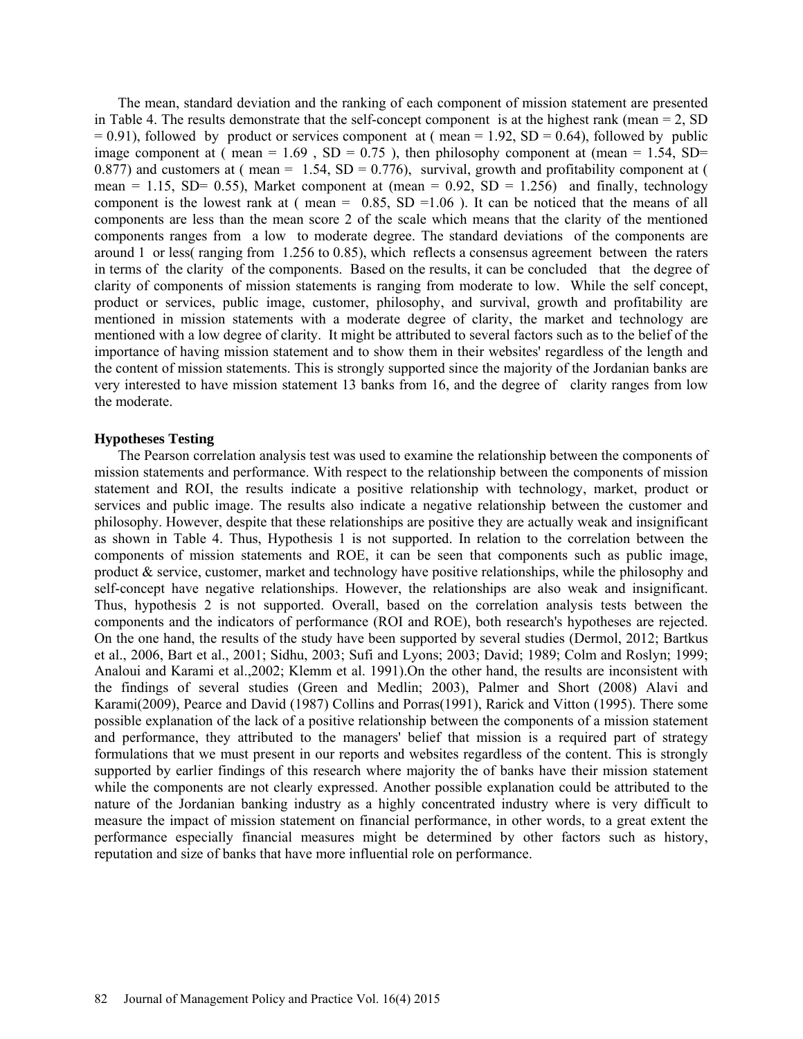The mean, standard deviation and the ranking of each component of mission statement are presented in Table 4. The results demonstrate that the self-concept component is at the highest rank (mean = 2, SD = 0.91), followed by product or services component at ( mean = 1.92, SD = 0.64), followed by public image component at ( mean = 1.69 , SD = 0.75 ), then philosophy component at (mean = 1.54, SD= 0.877) and customers at ( mean = 1.54, SD = 0.776), survival, growth and profitability component at ( mean = 1.15, SD= 0.55), Market component at (mean = 0.92, SD = 1.256) and finally, technology component is the lowest rank at ( mean = 0.85, SD =1.06 ). It can be noticed that the means of all components are less than the mean score 2 of the scale which means that the clarity of the mentioned components ranges from a low to moderate degree. The standard deviations of the components are around 1 or less( ranging from 1.256 to 0.85), which reflects a consensus agreement between the raters in terms of the clarity of the components. Based on the results, it can be concluded that the degree of clarity of components of mission statements is ranging from moderate to low. While the self concept, product or services, public image, customer, philosophy, and survival, growth and profitability are mentioned in mission statements with a moderate degree of clarity, the market and technology are mentioned with a low degree of clarity. It might be attributed to several factors such as to the belief of the importance of having mission statement and to show them in their websites' regardless of the length and the content of mission statements. This is strongly supported since the majority of the Jordanian banks are very interested to have mission statement 13 banks from 16, and the degree of clarity ranges from low the moderate.

### Hypotheses Testing

The Pearson correlation analysis test was used to examine the relationship between the components of mission statements and performance. With respect to the relationship between the components of mission statement and ROI, the results indicate a positive relationship with technology, market, product or services and public image. The results also indicate a negative relationship between the customer and philosophy. However, despite that these relationships are positive they are actually weak and insignificant as shown in Table 4. Thus, Hypothesis 1 is not supported. In relation to the correlation between the components of mission statements and ROE, it can be seen that components such as public image, product & service, customer, market and technology have positive relationships, while the philosophy and self-concept have negative relationships. However, the relationships are also weak and insignificant. Thus, hypothesis 2 is not supported. Overall, based on the correlation analysis tests between the components and the indicators of performance (ROI and ROE), both research's hypotheses are rejected. On the one hand, the results of the study have been supported by several studies (Dermol, 2012; Bartkus et al., 2006, Bart et al., 2001; Sidhu, 2003; Sufi and Lyons; 2003; David; 1989; Colm and Roslyn; 1999; Analoui and Karami et al.,2002; Klemm et al. 1991).On the other hand, the results are inconsistent with the findings of several studies (Green and Medlin; 2003), Palmer and Short (2008) Alavi and Karami(2009), Pearce and David (1987) Collins and Porras(1991), Rarick and Vitton (1995). There some possible explanation of the lack of a positive relationship between the components of a mission statement and performance, they attributed to the managers' belief that mission is a required part of strategy formulations that we must present in our reports and websites regardless of the content. This is strongly supported by earlier findings of this research where majority the of banks have their mission statement while the components are not clearly expressed. Another possible explanation could be attributed to the nature of the Jordanian banking industry as a highly concentrated industry where is very difficult to measure the impact of mission statement on financial performance, in other words, to a great extent the performance especially financial measures might be determined by other factors such as history, reputation and size of banks that have more influential role on performance.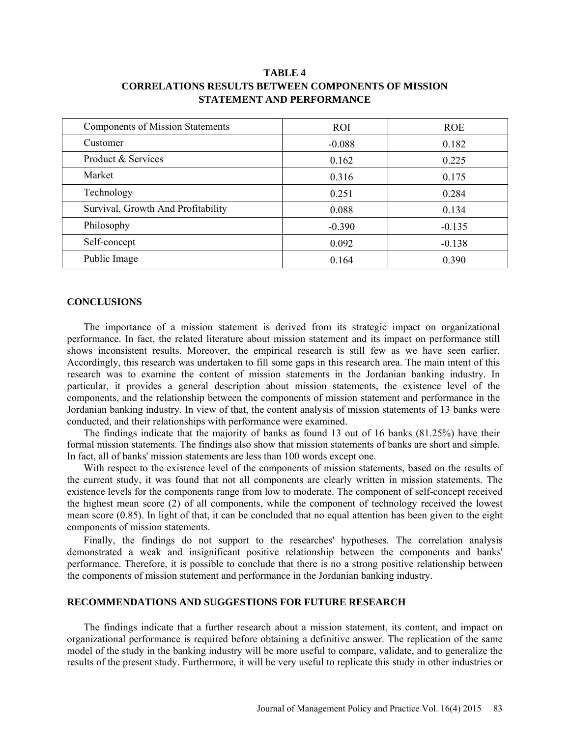**TABLE 4**
**CORRELATIONS RESULTS BETWEEN COMPONENTS OF MISSION STATEMENT AND PERFORMANCE**

| Components of Mission Statements | ROI | ROE |
|---|---|---|
| Customer | -0.088 | 0.182 |
| Product & Services | 0.162 | 0.225 |
| Market | 0.316 | 0.175 |
| Technology | 0.251 | 0.284 |
| Survival, Growth And Profitability | 0.088 | 0.134 |
| Philosophy | -0.390 | -0.135 |
| Self-concept | 0.092 | -0.138 |
| Public Image | 0.164 | 0.390 |

## CONCLUSIONS

The importance of a mission statement is derived from its strategic impact on organizational performance. In fact, the related literature about mission statement and its impact on performance still shows inconsistent results. Moreover, the empirical research is still few as we have seen earlier. Accordingly, this research was undertaken to fill some gaps in this research area. The main intent of this research was to examine the content of mission statements in the Jordanian banking industry. In particular, it provides a general description about mission statements, the existence level of the components, and the relationship between the components of mission statement and performance in the Jordanian banking industry. In view of that, the content analysis of mission statements of 13 banks were conducted, and their relationships with performance were examined.

The findings indicate that the majority of banks as found 13 out of 16 banks (81.25%) have their formal mission statements. The findings also show that mission statements of banks are short and simple. In fact, all of banks' mission statements are less than 100 words except one.

With respect to the existence level of the components of mission statements, based on the results of the current study, it was found that not all components are clearly written in mission statements. The existence levels for the components range from low to moderate. The component of self-concept received the highest mean score (2) of all components, while the component of technology received the lowest mean score (0.85). In light of that, it can be concluded that no equal attention has been given to the eight components of mission statements.

Finally, the findings do not support to the researches' hypotheses. The correlation analysis demonstrated a weak and insignificant positive relationship between the components and banks' performance. Therefore, it is possible to conclude that there is no a strong positive relationship between the components of mission statement and performance in the Jordanian banking industry.

## RECOMMENDATIONS AND SUGGESTIONS FOR FUTURE RESEARCH

The findings indicate that a further research about a mission statement, its content, and impact on organizational performance is required before obtaining a definitive answer. The replication of the same model of the study in the banking industry will be more useful to compare, validate, and to generalize the results of the present study. Furthermore, it will be very useful to replicate this study in other industries or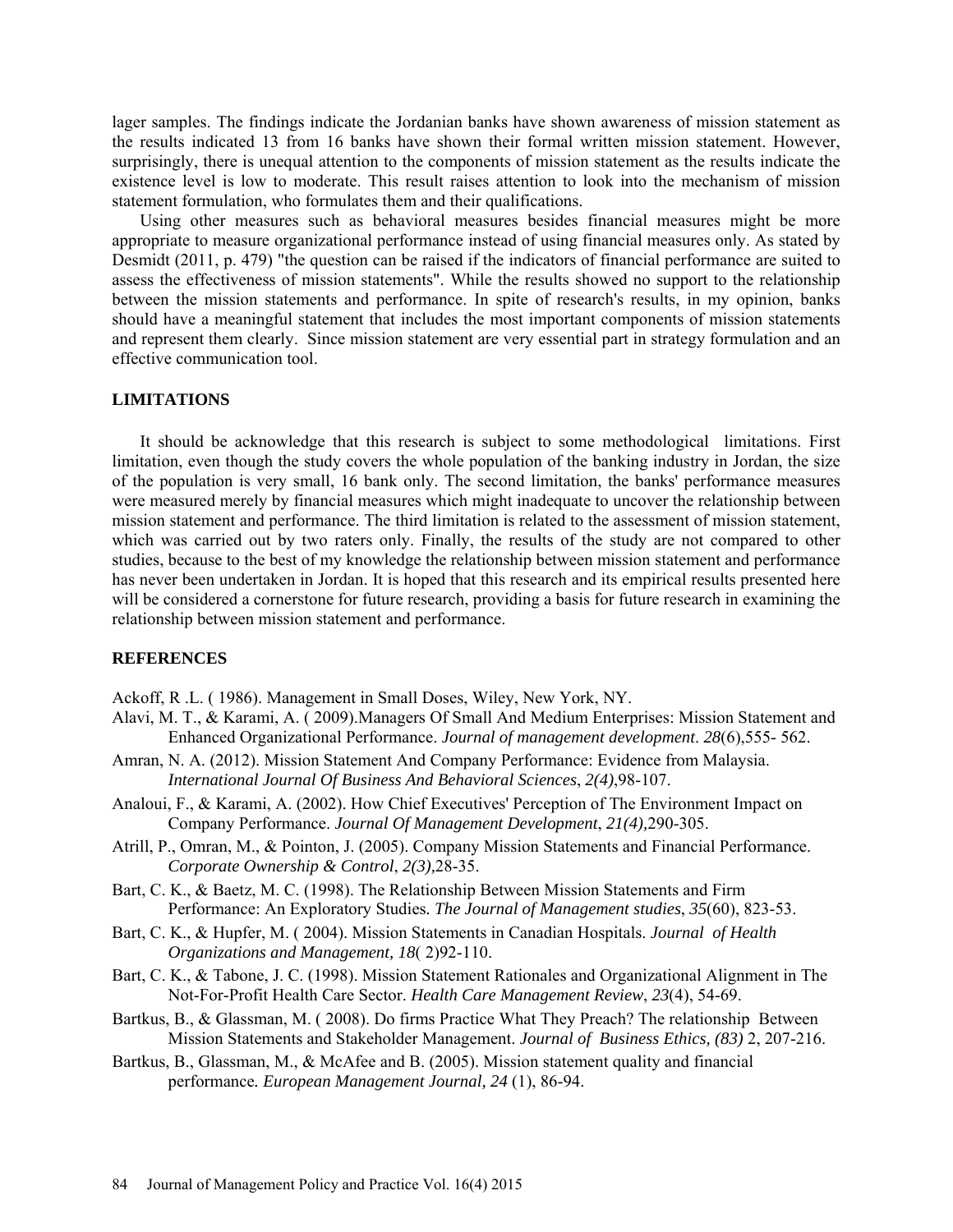lager samples. The findings indicate the Jordanian banks have shown awareness of mission statement as the results indicated 13 from 16 banks have shown their formal written mission statement. However, surprisingly, there is unequal attention to the components of mission statement as the results indicate the existence level is low to moderate. This result raises attention to look into the mechanism of mission statement formulation, who formulates them and their qualifications.

Using other measures such as behavioral measures besides financial measures might be more appropriate to measure organizational performance instead of using financial measures only. As stated by Desmidt (2011, p. 479) "the question can be raised if the indicators of financial performance are suited to assess the effectiveness of mission statements". While the results showed no support to the relationship between the mission statements and performance. In spite of research's results, in my opinion, banks should have a meaningful statement that includes the most important components of mission statements and represent them clearly. Since mission statement are very essential part in strategy formulation and an effective communication tool.

## LIMITATIONS

It should be acknowledge that this research is subject to some methodological limitations. First limitation, even though the study covers the whole population of the banking industry in Jordan, the size of the population is very small, 16 bank only. The second limitation, the banks' performance measures were measured merely by financial measures which might inadequate to uncover the relationship between mission statement and performance. The third limitation is related to the assessment of mission statement, which was carried out by two raters only. Finally, the results of the study are not compared to other studies, because to the best of my knowledge the relationship between mission statement and performance has never been undertaken in Jordan. It is hoped that this research and its empirical results presented here will be considered a cornerstone for future research, providing a basis for future research in examining the relationship between mission statement and performance.

## REFERENCES

Ackoff, R .L. ( 1986). Management in Small Doses, Wiley, New York, NY.

Alavi, M. T., & Karami, A. ( 2009).Managers Of Small And Medium Enterprises: Mission Statement and Enhanced Organizational Performance. *Journal of management development*. *28*(6),555- 562.

Amran, N. A. (2012). Mission Statement And Company Performance: Evidence from Malaysia. *International Journal Of Business And Behavioral Sciences*, *2(4)*,98-107.

Analoui, F., & Karami, A. (2002). How Chief Executives' Perception of The Environment Impact on Company Performance. *Journal Of Management Development*, *21(4),*290-305.

Atrill, P., Omran, M., & Pointon, J. (2005). Company Mission Statements and Financial Performance. *Corporate Ownership & Control*, *2(3),*28-35.

Bart, C. K., & Baetz, M. C. (1998). The Relationship Between Mission Statements and Firm Performance: An Exploratory Studies*. The Journal of Management studies*, *35*(60), 823-53.

Bart, C. K., & Hupfer, M. ( 2004). Mission Statements in Canadian Hospitals. *Journal of Health Organizations and Management, 18*( 2)92-110.

Bart, C. K., & Tabone, J. C. (1998). Mission Statement Rationales and Organizational Alignment in The Not-For-Profit Health Care Sector. *Health Care Management Review*, *23*(4), 54-69.

Bartkus, B., & Glassman, M. ( 2008). Do firms Practice What They Preach? The relationship Between Mission Statements and Stakeholder Management. *Journal of Business Ethics, (83)* 2, 207-216.

Bartkus, B., Glassman, M., & McAfee and B. (2005). Mission statement quality and financial performance*. European Management Journal, 24* (1), 86-94.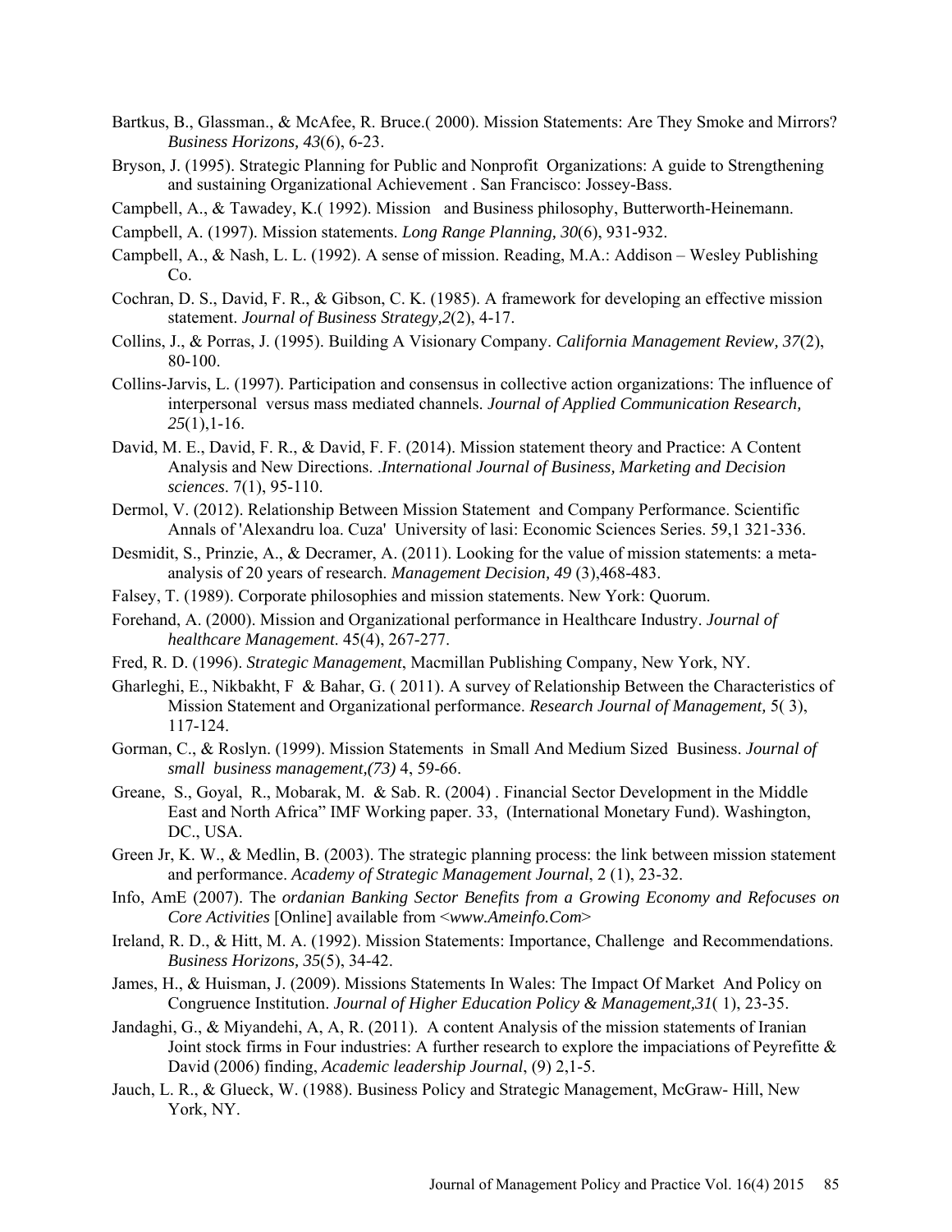Bartkus, B., Glassman., & McAfee, R. Bruce.( 2000). Mission Statements: Are They Smoke and Mirrors? *Business Horizons, 43*(6), 6-23.

Bryson, J. (1995). Strategic Planning for Public and Nonprofit Organizations: A guide to Strengthening and sustaining Organizational Achievement . San Francisco: Jossey-Bass.

Campbell, A., & Tawadey, K.( 1992). Mission and Business philosophy, Butterworth-Heinemann.

Campbell, A. (1997). Mission statements. *Long Range Planning, 30*(6), 931-932.

Campbell, A., & Nash, L. L. (1992). A sense of mission. Reading, M.A.: Addison – Wesley Publishing Co.

Cochran, D. S., David, F. R., & Gibson, C. K. (1985). A framework for developing an effective mission statement. *Journal of Business Strategy,2*(2), 4-17.

Collins, J., & Porras, J. (1995). Building A Visionary Company. *California Management Review, 37*(2), 80-100.

Collins-Jarvis, L. (1997). Participation and consensus in collective action organizations: The influence of interpersonal versus mass mediated channels. *Journal of Applied Communication Research, 25*(1),1-16.

David, M. E., David, F. R., & David, F. F. (2014). Mission statement theory and Practice: A Content Analysis and New Directions. *.International Journal of Business, Marketing and Decision sciences*. 7(1), 95-110.

Dermol, V. (2012). Relationship Between Mission Statement and Company Performance. Scientific Annals of 'Alexandru loa. Cuza' University of lasi: Economic Sciences Series. 59,1 321-336.

Desmidit, S., Prinzie, A., & Decramer, A. (2011). Looking for the value of mission statements: a meta-analysis of 20 years of research. *Management Decision, 49* (3),468-483.

Falsey, T. (1989). Corporate philosophies and mission statements. New York: Quorum.

Forehand, A. (2000). Mission and Organizational performance in Healthcare Industry. *Journal of healthcare Management*. 45(4), 267-277.

Fred, R. D. (1996). *Strategic Management*, Macmillan Publishing Company, New York, NY.

Gharleghi, E., Nikbakht, F & Bahar, G. ( 2011). A survey of Relationship Between the Characteristics of Mission Statement and Organizational performance. *Research Journal of Management,* 5( 3), 117-124.

Gorman, C., & Roslyn. (1999). Mission Statements in Small And Medium Sized Business. *Journal of small business management,(73)* 4, 59-66.

Greane, S., Goyal, R., Mobarak, M. & Sab. R. (2004) . Financial Sector Development in the Middle East and North Africa" IMF Working paper. 33, (International Monetary Fund). Washington, DC., USA.

Green Jr, K. W., & Medlin, B. (2003). The strategic planning process: the link between mission statement and performance. *Academy of Strategic Management Journal*, 2 (1), 23-32.

Info, AmE (2007). The *ordanian Banking Sector Benefits from a Growing Economy and Refocuses on Core Activities* [Online] available from <*www.Ameinfo.Com*>

Ireland, R. D., & Hitt, M. A. (1992). Mission Statements: Importance, Challenge and Recommendations. *Business Horizons, 35*(5), 34-42.

James, H., & Huisman, J. (2009). Missions Statements In Wales: The Impact Of Market And Policy on Congruence Institution. *Journal of Higher Education Policy & Management,31*( 1), 23-35.

Jandaghi, G., & Miyandehi, A, A, R. (2011). A content Analysis of the mission statements of Iranian Joint stock firms in Four industries: A further research to explore the impaciations of Peyrefitte & David (2006) finding, *Academic leadership Journal*, (9) 2,1-5.

Jauch, L. R., & Glueck, W. (1988). Business Policy and Strategic Management, McGraw- Hill, New York, NY.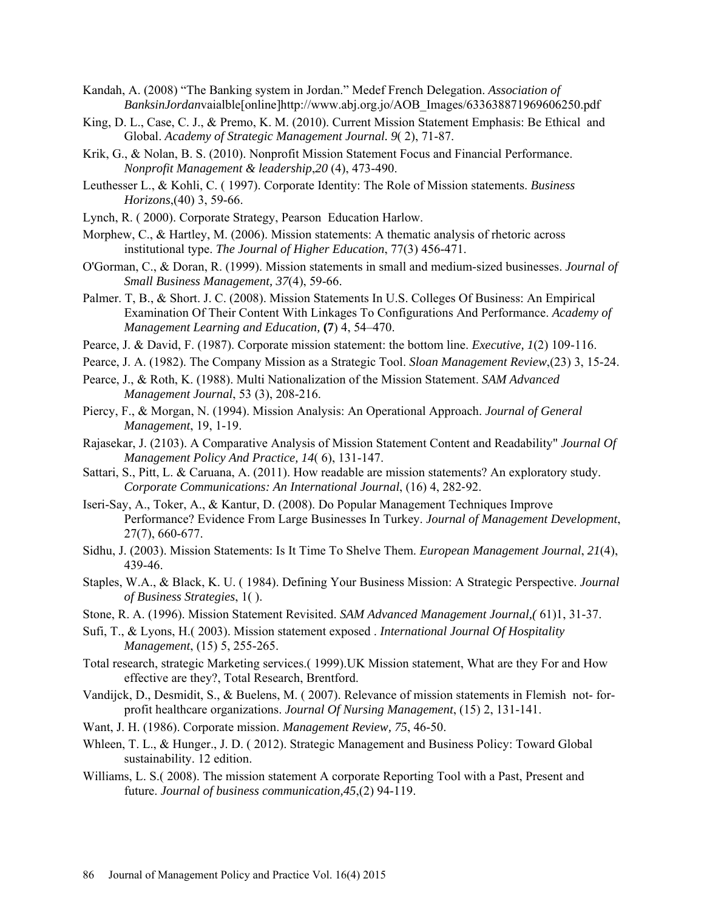Kandah, A. (2008) "The Banking system in Jordan." Medef French Delegation. *Association of BanksinJordan*vaialble[online]http://www.abj.org.jo/AOB_Images/633638871969606250.pdf

King, D. L., Case, C. J., & Premo, K. M. (2010). Current Mission Statement Emphasis: Be Ethical and Global. *Academy of Strategic Management Journal. 9*( 2), 71-87.

Krik, G., & Nolan, B. S. (2010). Nonprofit Mission Statement Focus and Financial Performance. *Nonprofit Management & leadership*,*20* (4), 473-490.

Leuthesser L., & Kohli, C. ( 1997). Corporate Identity: The Role of Mission statements. *Business Horizons*,(40) 3, 59-66.

Lynch, R. ( 2000). Corporate Strategy, Pearson Education Harlow.

Morphew, C., & Hartley, M. (2006). Mission statements: A thematic analysis of rhetoric across institutional type. *The Journal of Higher Education*, 77(3) 456-471.

O'Gorman, C., & Doran, R. (1999). Mission statements in small and medium-sized businesses. *Journal of Small Business Management, 37*(4), 59-66.

Palmer. T, B., & Short. J. C. (2008). Mission Statements In U.S. Colleges Of Business: An Empirical Examination Of Their Content With Linkages To Configurations And Performance. *Academy of Management Learning and Education,* **(7**) 4, 54–470.

Pearce, J. & David, F. (1987). Corporate mission statement: the bottom line. *Executive, 1*(2) 109-116.

Pearce, J. A. (1982). The Company Mission as a Strategic Tool. *Sloan Management Review*,(23) 3, 15-24.

Pearce, J., & Roth, K. (1988). Multi Nationalization of the Mission Statement. *SAM Advanced Management Journal*, 53 (3), 208-216.

Piercy, F., & Morgan, N. (1994). Mission Analysis: An Operational Approach. *Journal of General Management*, 19, 1-19.

Rajasekar, J. (2103). A Comparative Analysis of Mission Statement Content and Readability" *Journal Of Management Policy And Practice, 14*( 6), 131-147.

Sattari, S., Pitt, L. & Caruana, A. (2011). How readable are mission statements? An exploratory study. *Corporate Communications: An International Journal*, (16) 4, 282-92.

Iseri-Say, A., Toker, A., & Kantur, D. (2008). Do Popular Management Techniques Improve Performance? Evidence From Large Businesses In Turkey. *Journal of Management Development*, 27(7), 660-677.

Sidhu, J. (2003). Mission Statements: Is It Time To Shelve Them. *European Management Journal*, *21*(4), 439-46.

Staples, W.A., & Black, K. U. ( 1984). Defining Your Business Mission: A Strategic Perspective. *Journal of Business Strategies*, 1( ).

Stone, R. A. (1996). Mission Statement Revisited. *SAM Advanced Management Journal*,*(* 61)1, 31-37.

Sufi, T., & Lyons, H.( 2003). Mission statement exposed . *International Journal Of Hospitality Management*, (15) 5, 255-265.

Total research, strategic Marketing services.( 1999).UK Mission statement, What are they For and How effective are they?, Total Research, Brentford.

Vandijck, D., Desmidit, S., & Buelens, M. ( 2007). Relevance of mission statements in Flemish not- for-profit healthcare organizations. *Journal Of Nursing Management*, (15) 2, 131-141.

Want, J. H. (1986). Corporate mission. *Management Review, 75*, 46-50.

Whleen, T. L., & Hunger., J. D. ( 2012). Strategic Management and Business Policy: Toward Global sustainability. 12 edition.

Williams, L. S.( 2008). The mission statement A corporate Reporting Tool with a Past, Present and future. *Journal of business communication*,*45*,(2) 94-119.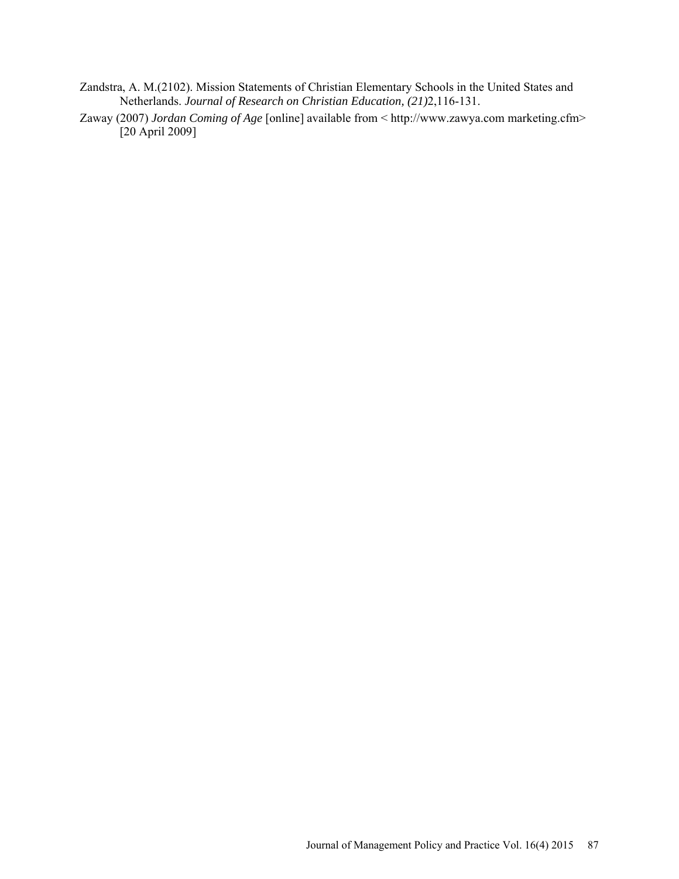Zandstra, A. M.(2102). Mission Statements of Christian Elementary Schools in the United States and Netherlands. *Journal of Research on Christian Education, (21)*2,116-131.

Zaway (2007) *Jordan Coming of Age* [online] available from < http://www.zawya.com marketing.cfm> [20 April 2009]